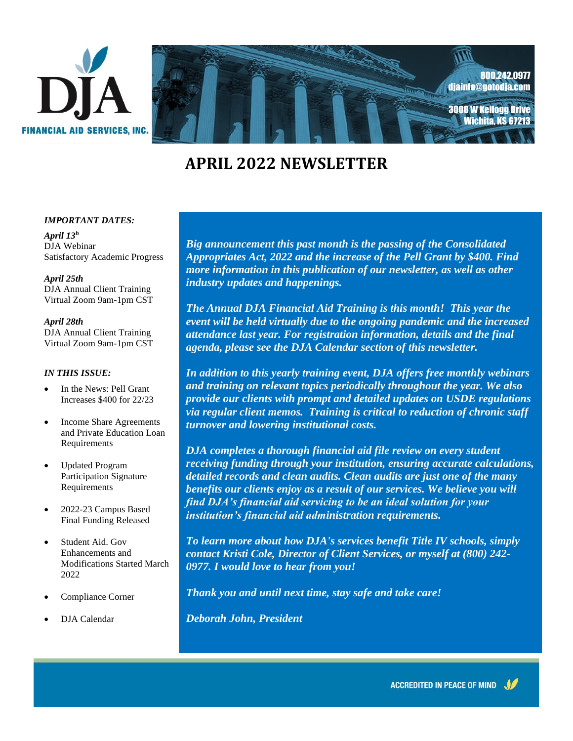DJA

FINANCIAL AID SERVICES, INC.

800.242.0977
djainfo@gotodja.com

3000 W Kellogg Drive
Wichita, KS 67213

# APRIL 2022 NEWSLETTER

***IMPORTANT DATES:***

***April 13h***
DJA Webinar
Satisfactory Academic Progress

***April 25th***
DJA Annual Client Training
Virtual Zoom 9am-1pm CST

***April 28th***
DJA Annual Client Training
Virtual Zoom 9am-1pm CST

***IN THIS ISSUE:***

- In the News: Pell Grant Increases $400 for 22/23
- Income Share Agreements and Private Education Loan Requirements
- Updated Program Participation Signature Requirements
- 2022-23 Campus Based Final Funding Released
- Student Aid. Gov Enhancements and Modifications Started March 2022
- Compliance Corner
- DJA Calendar

***Big announcement this past month is the passing of the Consolidated Appropriates Act, 2022 and the increase of the Pell Grant by $400. Find more information in this publication of our newsletter, as well as other industry updates and happenings.***

***The Annual DJA Financial Aid Training is this month! This year the event will be held virtually due to the ongoing pandemic and the increased attendance last year. For registration information, details and the final agenda, please see the DJA Calendar section of this newsletter.***

***In addition to this yearly training event, DJA offers free monthly webinars and training on relevant topics periodically throughout the year. We also provide our clients with prompt and detailed updates on USDE regulations via regular client memos. Training is critical to reduction of chronic staff turnover and lowering institutional costs.***

***DJA completes a thorough financial aid file review on every student receiving funding through your institution, ensuring accurate calculations, detailed records and clean audits. Clean audits are just one of the many benefits our clients enjoy as a result of our services. We believe you will find DJA's financial aid servicing to be an ideal solution for your institution's financial aid administration requirements.***

***To learn more about how DJA's services benefit Title IV schools, simply contact Kristi Cole, Director of Client Services, or myself at (800) 242-0977. I would love to hear from you!***

***Thank you and until next time, stay safe and take care!***

***Deborah John, President***

ACCREDITED IN PEACE OF MIND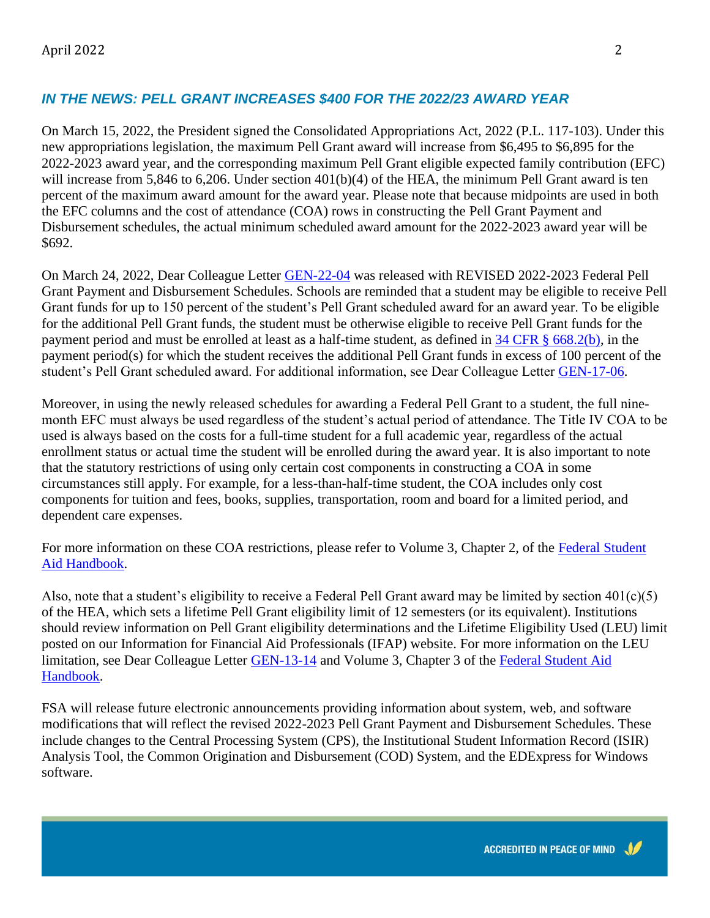## *IN THE NEWS: PELL GRANT INCREASES $400 FOR THE 2022/23 AWARD YEAR*

On March 15, 2022, the President signed the Consolidated Appropriations Act, 2022 (P.L. 117-103). Under this new appropriations legislation, the maximum Pell Grant award will increase from $6,495 to $6,895 for the 2022-2023 award year, and the corresponding maximum Pell Grant eligible expected family contribution (EFC) will increase from 5,846 to 6,206. Under section 401(b)(4) of the HEA, the minimum Pell Grant award is ten percent of the maximum award amount for the award year. Please note that because midpoints are used in both the EFC columns and the cost of attendance (COA) rows in constructing the Pell Grant Payment and Disbursement schedules, the actual minimum scheduled award amount for the 2022-2023 award year will be $692.

On March 24, 2022, Dear Colleague Letter GEN-22-04 was released with REVISED 2022-2023 Federal Pell Grant Payment and Disbursement Schedules. Schools are reminded that a student may be eligible to receive Pell Grant funds for up to 150 percent of the student's Pell Grant scheduled award for an award year. To be eligible for the additional Pell Grant funds, the student must be otherwise eligible to receive Pell Grant funds for the payment period and must be enrolled at least as a half-time student, as defined in 34 CFR § 668.2(b), in the payment period(s) for which the student receives the additional Pell Grant funds in excess of 100 percent of the student's Pell Grant scheduled award. For additional information, see Dear Colleague Letter GEN-17-06.

Moreover, in using the newly released schedules for awarding a Federal Pell Grant to a student, the full nine-month EFC must always be used regardless of the student's actual period of attendance. The Title IV COA to be used is always based on the costs for a full-time student for a full academic year, regardless of the actual enrollment status or actual time the student will be enrolled during the award year. It is also important to note that the statutory restrictions of using only certain cost components in constructing a COA in some circumstances still apply. For example, for a less-than-half-time student, the COA includes only cost components for tuition and fees, books, supplies, transportation, room and board for a limited period, and dependent care expenses.

For more information on these COA restrictions, please refer to Volume 3, Chapter 2, of the Federal Student Aid Handbook.

Also, note that a student's eligibility to receive a Federal Pell Grant award may be limited by section 401(c)(5) of the HEA, which sets a lifetime Pell Grant eligibility limit of 12 semesters (or its equivalent). Institutions should review information on Pell Grant eligibility determinations and the Lifetime Eligibility Used (LEU) limit posted on our Information for Financial Aid Professionals (IFAP) website. For more information on the LEU limitation, see Dear Colleague Letter GEN-13-14 and Volume 3, Chapter 3 of the Federal Student Aid Handbook.

FSA will release future electronic announcements providing information about system, web, and software modifications that will reflect the revised 2022-2023 Pell Grant Payment and Disbursement Schedules. These include changes to the Central Processing System (CPS), the Institutional Student Information Record (ISIR) Analysis Tool, the Common Origination and Disbursement (COD) System, and the EDExpress for Windows software.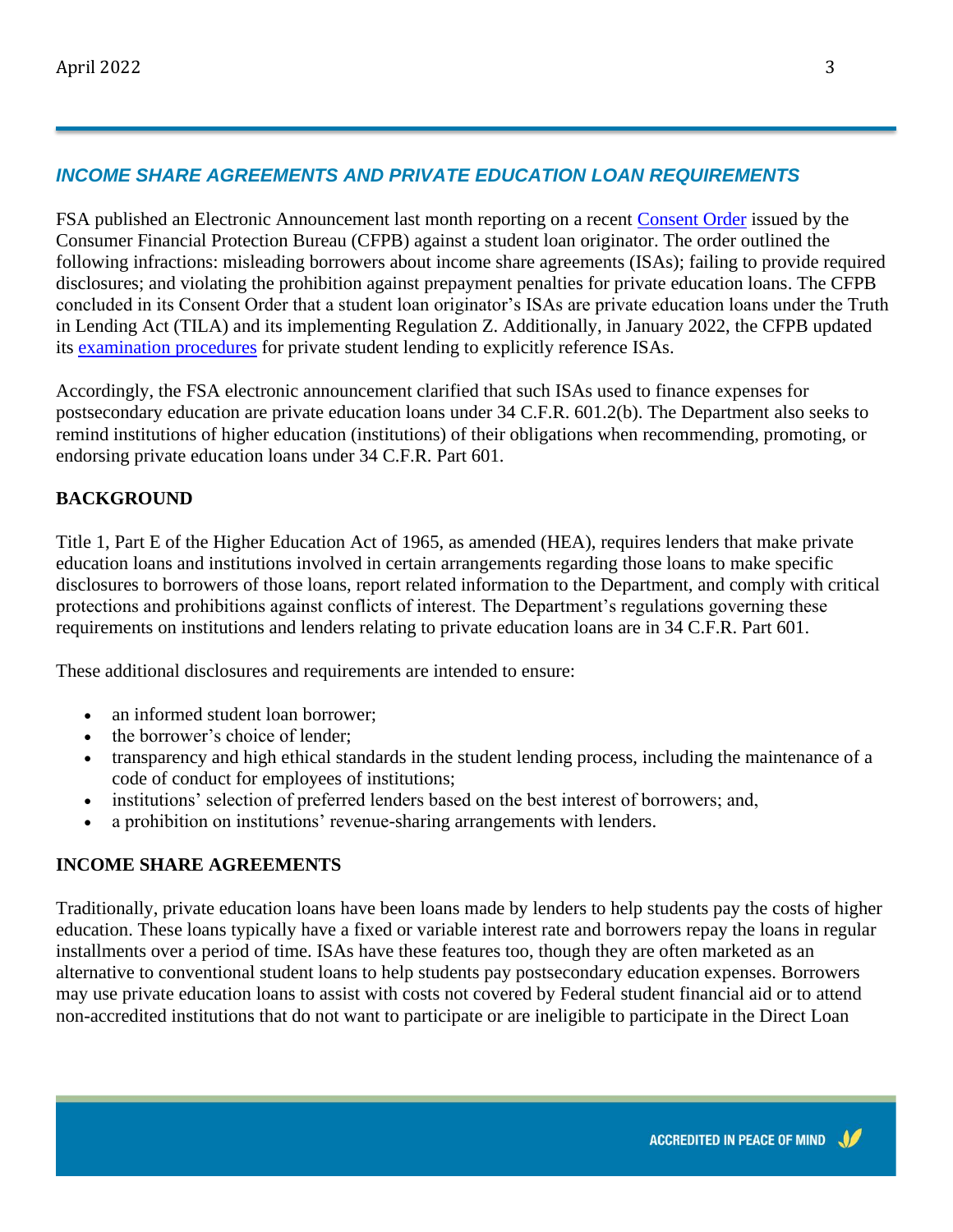## *INCOME SHARE AGREEMENTS AND PRIVATE EDUCATION LOAN REQUIREMENTS*

FSA published an Electronic Announcement last month reporting on a recent Consent Order issued by the Consumer Financial Protection Bureau (CFPB) against a student loan originator. The order outlined the following infractions: misleading borrowers about income share agreements (ISAs); failing to provide required disclosures; and violating the prohibition against prepayment penalties for private education loans. The CFPB concluded in its Consent Order that a student loan originator's ISAs are private education loans under the Truth in Lending Act (TILA) and its implementing Regulation Z. Additionally, in January 2022, the CFPB updated its examination procedures for private student lending to explicitly reference ISAs.

Accordingly, the FSA electronic announcement clarified that such ISAs used to finance expenses for postsecondary education are private education loans under 34 C.F.R. 601.2(b). The Department also seeks to remind institutions of higher education (institutions) of their obligations when recommending, promoting, or endorsing private education loans under 34 C.F.R. Part 601.

### BACKGROUND

Title 1, Part E of the Higher Education Act of 1965, as amended (HEA), requires lenders that make private education loans and institutions involved in certain arrangements regarding those loans to make specific disclosures to borrowers of those loans, report related information to the Department, and comply with critical protections and prohibitions against conflicts of interest. The Department's regulations governing these requirements on institutions and lenders relating to private education loans are in 34 C.F.R. Part 601.

These additional disclosures and requirements are intended to ensure:

- an informed student loan borrower;
- the borrower's choice of lender;
- transparency and high ethical standards in the student lending process, including the maintenance of a code of conduct for employees of institutions;
- institutions' selection of preferred lenders based on the best interest of borrowers; and,
- a prohibition on institutions' revenue-sharing arrangements with lenders.

### INCOME SHARE AGREEMENTS

Traditionally, private education loans have been loans made by lenders to help students pay the costs of higher education. These loans typically have a fixed or variable interest rate and borrowers repay the loans in regular installments over a period of time. ISAs have these features too, though they are often marketed as an alternative to conventional student loans to help students pay postsecondary education expenses. Borrowers may use private education loans to assist with costs not covered by Federal student financial aid or to attend non-accredited institutions that do not want to participate or are ineligible to participate in the Direct Loan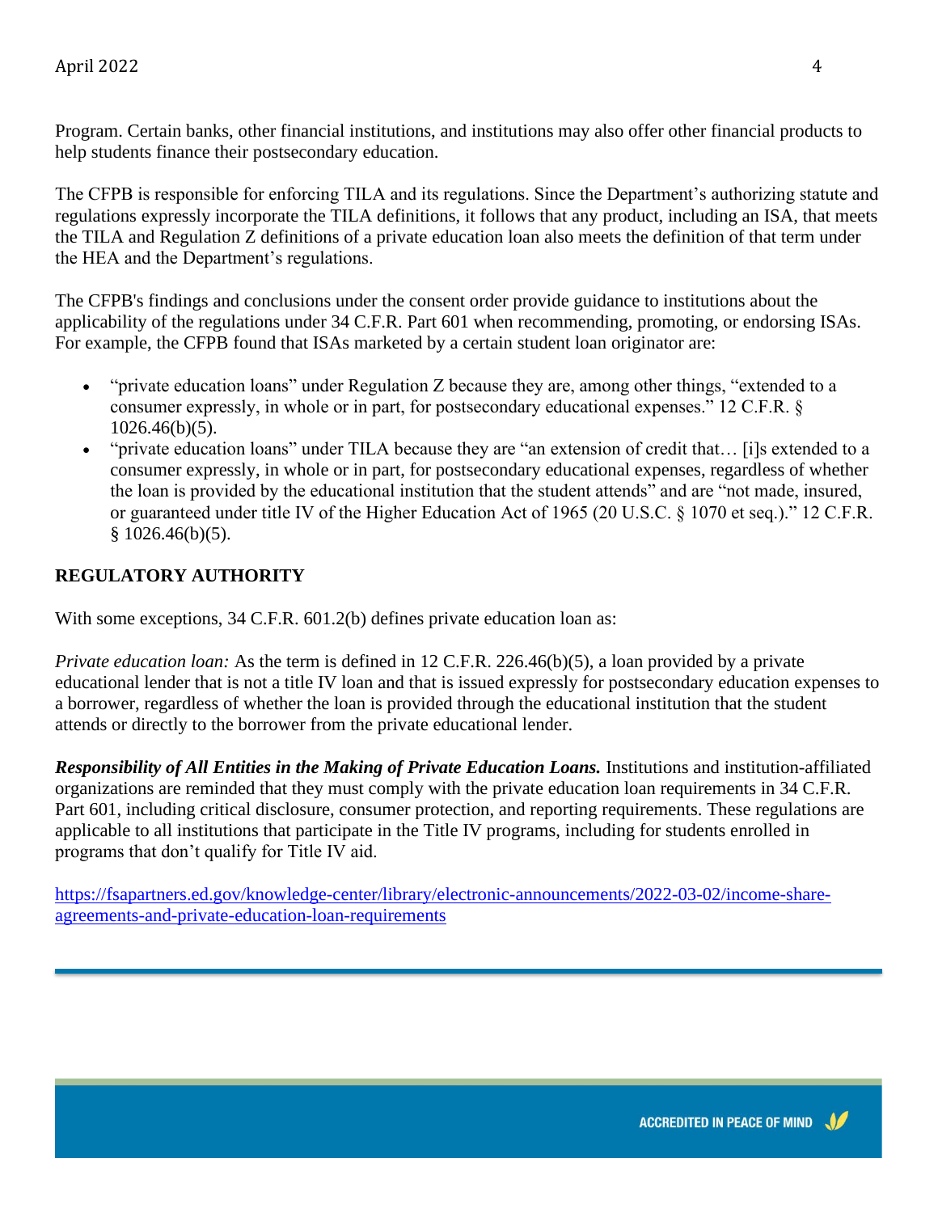Program. Certain banks, other financial institutions, and institutions may also offer other financial products to help students finance their postsecondary education.

The CFPB is responsible for enforcing TILA and its regulations. Since the Department's authorizing statute and regulations expressly incorporate the TILA definitions, it follows that any product, including an ISA, that meets the TILA and Regulation Z definitions of a private education loan also meets the definition of that term under the HEA and the Department's regulations.

The CFPB's findings and conclusions under the consent order provide guidance to institutions about the applicability of the regulations under 34 C.F.R. Part 601 when recommending, promoting, or endorsing ISAs. For example, the CFPB found that ISAs marketed by a certain student loan originator are:

- "private education loans" under Regulation Z because they are, among other things, "extended to a consumer expressly, in whole or in part, for postsecondary educational expenses." 12 C.F.R. § 1026.46(b)(5).
- "private education loans" under TILA because they are "an extension of credit that… [i]s extended to a consumer expressly, in whole or in part, for postsecondary educational expenses, regardless of whether the loan is provided by the educational institution that the student attends" and are "not made, insured, or guaranteed under title IV of the Higher Education Act of 1965 (20 U.S.C. § 1070 et seq.)." 12 C.F.R. § 1026.46(b)(5).

## REGULATORY AUTHORITY

With some exceptions, 34 C.F.R. 601.2(b) defines private education loan as:

*Private education loan:* As the term is defined in 12 C.F.R. 226.46(b)(5), a loan provided by a private educational lender that is not a title IV loan and that is issued expressly for postsecondary education expenses to a borrower, regardless of whether the loan is provided through the educational institution that the student attends or directly to the borrower from the private educational lender.

***Responsibility of All Entities in the Making of Private Education Loans.*** Institutions and institution-affiliated organizations are reminded that they must comply with the private education loan requirements in 34 C.F.R. Part 601, including critical disclosure, consumer protection, and reporting requirements. These regulations are applicable to all institutions that participate in the Title IV programs, including for students enrolled in programs that don't qualify for Title IV aid.

https://fsapartners.ed.gov/knowledge-center/library/electronic-announcements/2022-03-02/income-share-agreements-and-private-education-loan-requirements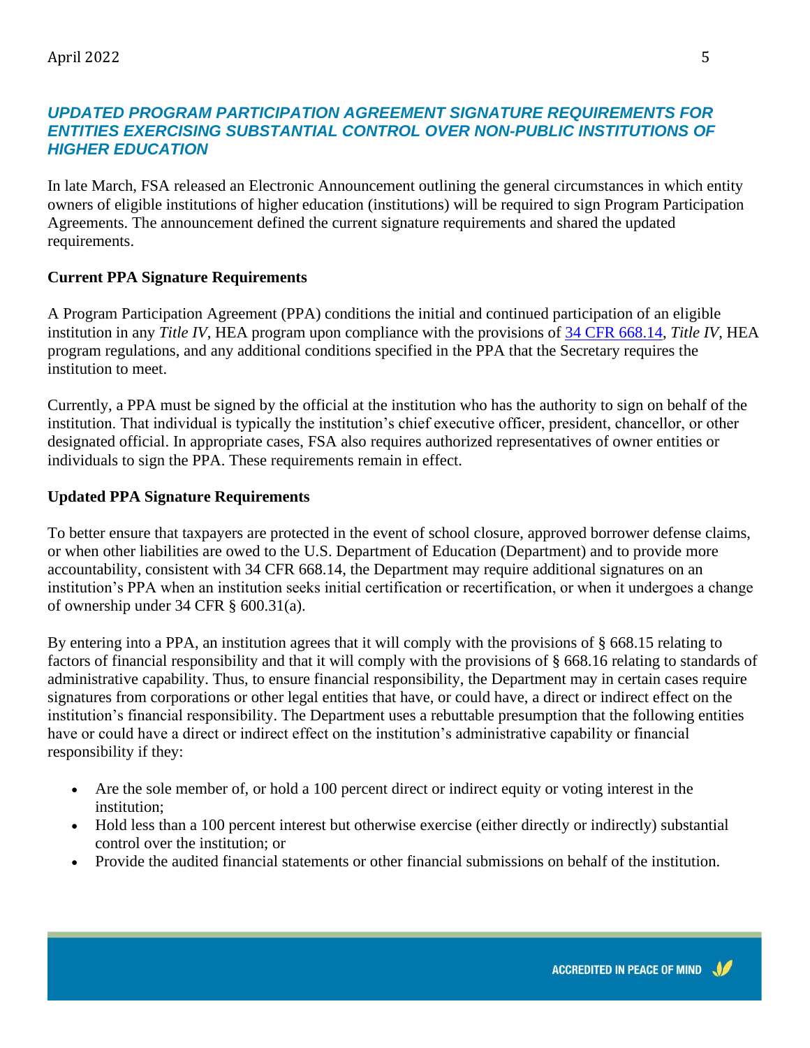## *UPDATED PROGRAM PARTICIPATION AGREEMENT SIGNATURE REQUIREMENTS FOR ENTITIES EXERCISING SUBSTANTIAL CONTROL OVER NON-PUBLIC INSTITUTIONS OF HIGHER EDUCATION*

In late March, FSA released an Electronic Announcement outlining the general circumstances in which entity owners of eligible institutions of higher education (institutions) will be required to sign Program Participation Agreements. The announcement defined the current signature requirements and shared the updated requirements.

**Current PPA Signature Requirements**

A Program Participation Agreement (PPA) conditions the initial and continued participation of an eligible institution in any *Title IV*, HEA program upon compliance with the provisions of [34 CFR 668.14](34 CFR 668.14), *Title IV*, HEA program regulations, and any additional conditions specified in the PPA that the Secretary requires the institution to meet.

Currently, a PPA must be signed by the official at the institution who has the authority to sign on behalf of the institution. That individual is typically the institution's chief executive officer, president, chancellor, or other designated official. In appropriate cases, FSA also requires authorized representatives of owner entities or individuals to sign the PPA. These requirements remain in effect.

**Updated PPA Signature Requirements**

To better ensure that taxpayers are protected in the event of school closure, approved borrower defense claims, or when other liabilities are owed to the U.S. Department of Education (Department) and to provide more accountability, consistent with 34 CFR 668.14, the Department may require additional signatures on an institution's PPA when an institution seeks initial certification or recertification, or when it undergoes a change of ownership under 34 CFR § 600.31(a).

By entering into a PPA, an institution agrees that it will comply with the provisions of § 668.15 relating to factors of financial responsibility and that it will comply with the provisions of § 668.16 relating to standards of administrative capability. Thus, to ensure financial responsibility, the Department may in certain cases require signatures from corporations or other legal entities that have, or could have, a direct or indirect effect on the institution's financial responsibility. The Department uses a rebuttable presumption that the following entities have or could have a direct or indirect effect on the institution's administrative capability or financial responsibility if they:

- Are the sole member of, or hold a 100 percent direct or indirect equity or voting interest in the institution;
- Hold less than a 100 percent interest but otherwise exercise (either directly or indirectly) substantial control over the institution; or
- Provide the audited financial statements or other financial submissions on behalf of the institution.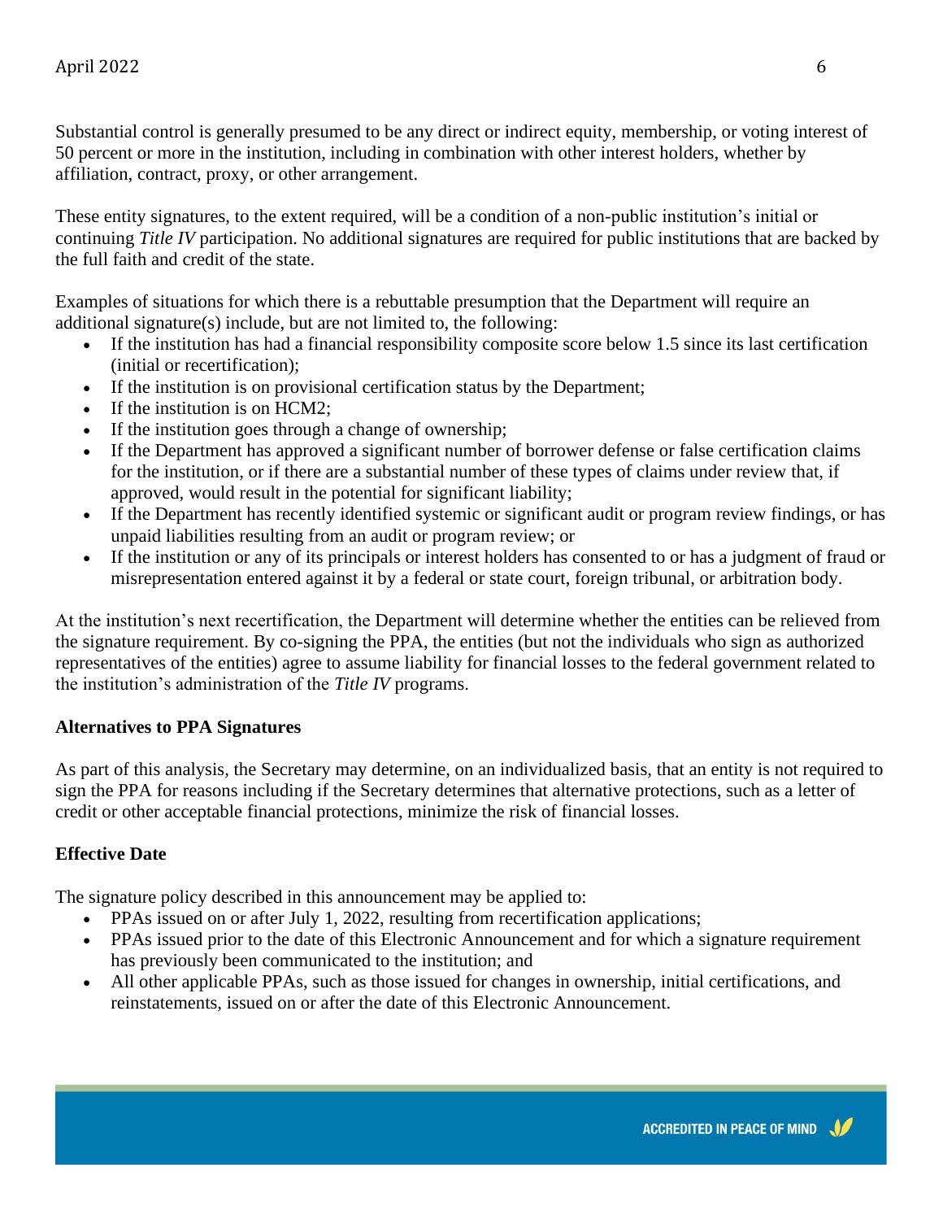Substantial control is generally presumed to be any direct or indirect equity, membership, or voting interest of 50 percent or more in the institution, including in combination with other interest holders, whether by affiliation, contract, proxy, or other arrangement.

These entity signatures, to the extent required, will be a condition of a non-public institution's initial or continuing *Title IV* participation. No additional signatures are required for public institutions that are backed by the full faith and credit of the state.

Examples of situations for which there is a rebuttable presumption that the Department will require an additional signature(s) include, but are not limited to, the following:

- If the institution has had a financial responsibility composite score below 1.5 since its last certification (initial or recertification);
- If the institution is on provisional certification status by the Department;
- If the institution is on HCM2;
- If the institution goes through a change of ownership;
- If the Department has approved a significant number of borrower defense or false certification claims for the institution, or if there are a substantial number of these types of claims under review that, if approved, would result in the potential for significant liability;
- If the Department has recently identified systemic or significant audit or program review findings, or has unpaid liabilities resulting from an audit or program review; or
- If the institution or any of its principals or interest holders has consented to or has a judgment of fraud or misrepresentation entered against it by a federal or state court, foreign tribunal, or arbitration body.

At the institution's next recertification, the Department will determine whether the entities can be relieved from the signature requirement. By co-signing the PPA, the entities (but not the individuals who sign as authorized representatives of the entities) agree to assume liability for financial losses to the federal government related to the institution's administration of the *Title IV* programs.

**Alternatives to PPA Signatures**

As part of this analysis, the Secretary may determine, on an individualized basis, that an entity is not required to sign the PPA for reasons including if the Secretary determines that alternative protections, such as a letter of credit or other acceptable financial protections, minimize the risk of financial losses.

**Effective Date**

The signature policy described in this announcement may be applied to:

- PPAs issued on or after July 1, 2022, resulting from recertification applications;
- PPAs issued prior to the date of this Electronic Announcement and for which a signature requirement has previously been communicated to the institution; and
- All other applicable PPAs, such as those issued for changes in ownership, initial certifications, and reinstatements, issued on or after the date of this Electronic Announcement.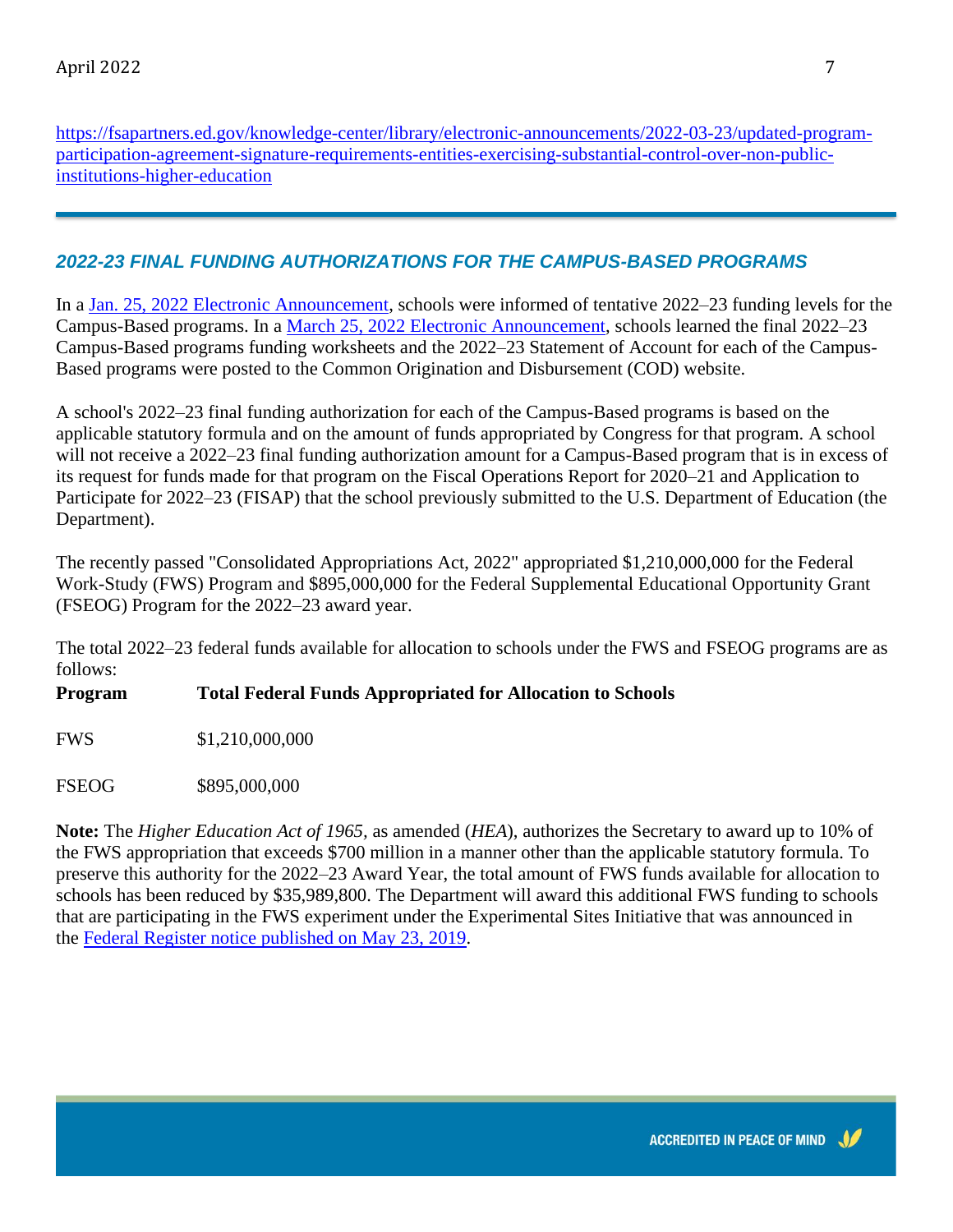https://fsapartners.ed.gov/knowledge-center/library/electronic-announcements/2022-03-23/updated-program-participation-agreement-signature-requirements-entities-exercising-substantial-control-over-non-public-institutions-higher-education

---

### *2022-23 FINAL FUNDING AUTHORIZATIONS FOR THE CAMPUS-BASED PROGRAMS*

In a Jan. 25, 2022 Electronic Announcement, schools were informed of tentative 2022–23 funding levels for the Campus-Based programs. In a March 25, 2022 Electronic Announcement, schools learned the final 2022–23 Campus-Based programs funding worksheets and the 2022–23 Statement of Account for each of the Campus-Based programs were posted to the Common Origination and Disbursement (COD) website.

A school's 2022–23 final funding authorization for each of the Campus-Based programs is based on the applicable statutory formula and on the amount of funds appropriated by Congress for that program. A school will not receive a 2022–23 final funding authorization amount for a Campus-Based program that is in excess of its request for funds made for that program on the Fiscal Operations Report for 2020–21 and Application to Participate for 2022–23 (FISAP) that the school previously submitted to the U.S. Department of Education (the Department).

The recently passed "Consolidated Appropriations Act, 2022" appropriated $1,210,000,000 for the Federal Work-Study (FWS) Program and $895,000,000 for the Federal Supplemental Educational Opportunity Grant (FSEOG) Program for the 2022–23 award year.

The total 2022–23 federal funds available for allocation to schools under the FWS and FSEOG programs are as follows:

| Program | Total Federal Funds Appropriated for Allocation to Schools |
|---|---|
| FWS | $1,210,000,000 |
| FSEOG | $895,000,000 |

**Note:** The *Higher Education Act of 1965*, as amended (*HEA*), authorizes the Secretary to award up to 10% of the FWS appropriation that exceeds $700 million in a manner other than the applicable statutory formula. To preserve this authority for the 2022–23 Award Year, the total amount of FWS funds available for allocation to schools has been reduced by $35,989,800. The Department will award this additional FWS funding to schools that are participating in the FWS experiment under the Experimental Sites Initiative that was announced in the Federal Register notice published on May 23, 2019.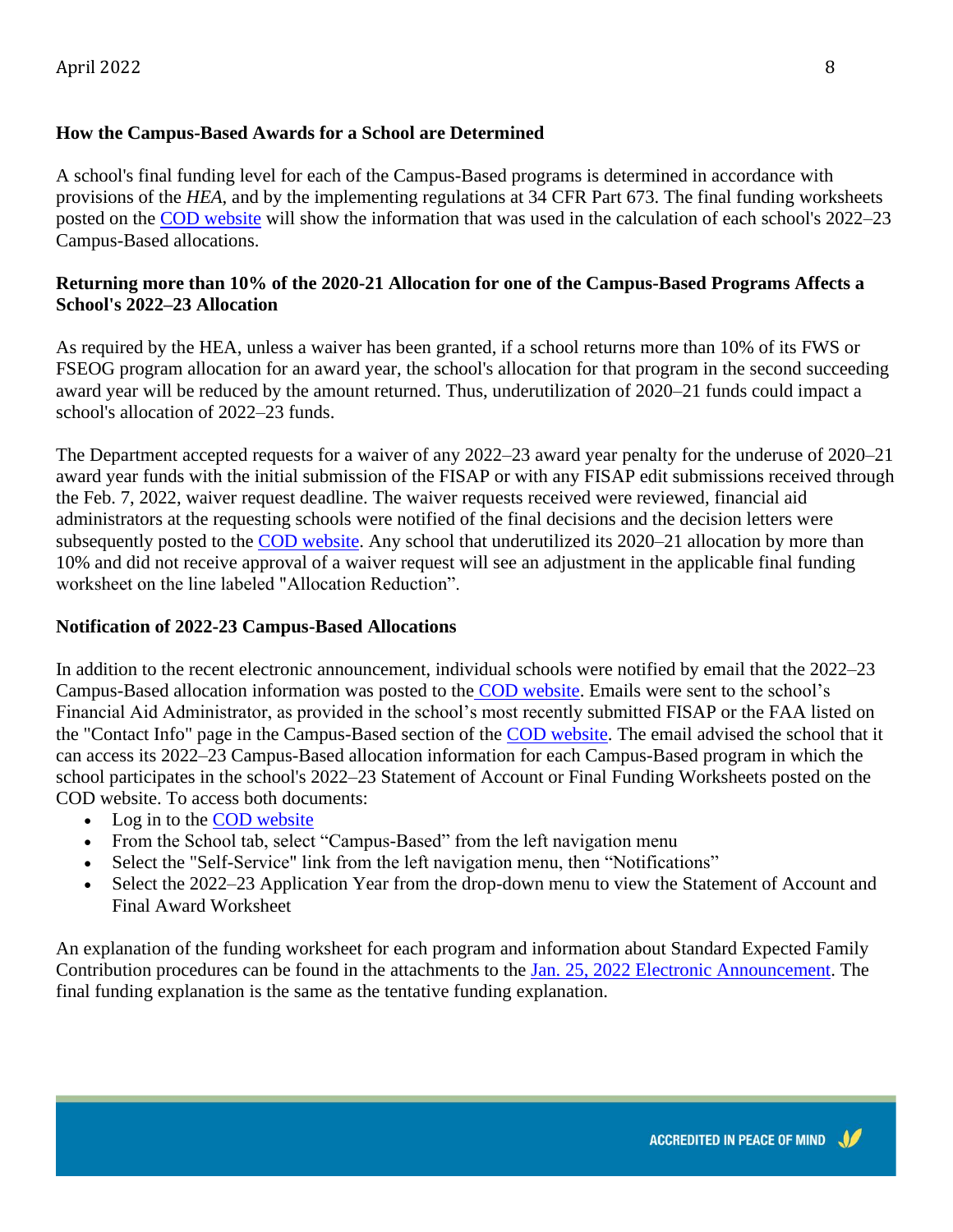**How the Campus-Based Awards for a School are Determined**

A school's final funding level for each of the Campus-Based programs is determined in accordance with provisions of the *HEA*, and by the implementing regulations at 34 CFR Part 673. The final funding worksheets posted on the COD website will show the information that was used in the calculation of each school's 2022–23 Campus-Based allocations.

**Returning more than 10% of the 2020-21 Allocation for one of the Campus-Based Programs Affects a School's 2022–23 Allocation**

As required by the HEA, unless a waiver has been granted, if a school returns more than 10% of its FWS or FSEOG program allocation for an award year, the school's allocation for that program in the second succeeding award year will be reduced by the amount returned. Thus, underutilization of 2020–21 funds could impact a school's allocation of 2022–23 funds.

The Department accepted requests for a waiver of any 2022–23 award year penalty for the underuse of 2020–21 award year funds with the initial submission of the FISAP or with any FISAP edit submissions received through the Feb. 7, 2022, waiver request deadline. The waiver requests received were reviewed, financial aid administrators at the requesting schools were notified of the final decisions and the decision letters were subsequently posted to the COD website. Any school that underutilized its 2020–21 allocation by more than 10% and did not receive approval of a waiver request will see an adjustment in the applicable final funding worksheet on the line labeled "Allocation Reduction".

**Notification of 2022-23 Campus-Based Allocations**

In addition to the recent electronic announcement, individual schools were notified by email that the 2022–23 Campus-Based allocation information was posted to the COD website. Emails were sent to the school's Financial Aid Administrator, as provided in the school's most recently submitted FISAP or the FAA listed on the "Contact Info" page in the Campus-Based section of the COD website. The email advised the school that it can access its 2022–23 Campus-Based allocation information for each Campus-Based program in which the school participates in the school's 2022–23 Statement of Account or Final Funding Worksheets posted on the COD website. To access both documents:

- Log in to the COD website
- From the School tab, select "Campus-Based" from the left navigation menu
- Select the "Self-Service" link from the left navigation menu, then "Notifications"
- Select the 2022–23 Application Year from the drop-down menu to view the Statement of Account and Final Award Worksheet

An explanation of the funding worksheet for each program and information about Standard Expected Family Contribution procedures can be found in the attachments to the Jan. 25, 2022 Electronic Announcement. The final funding explanation is the same as the tentative funding explanation.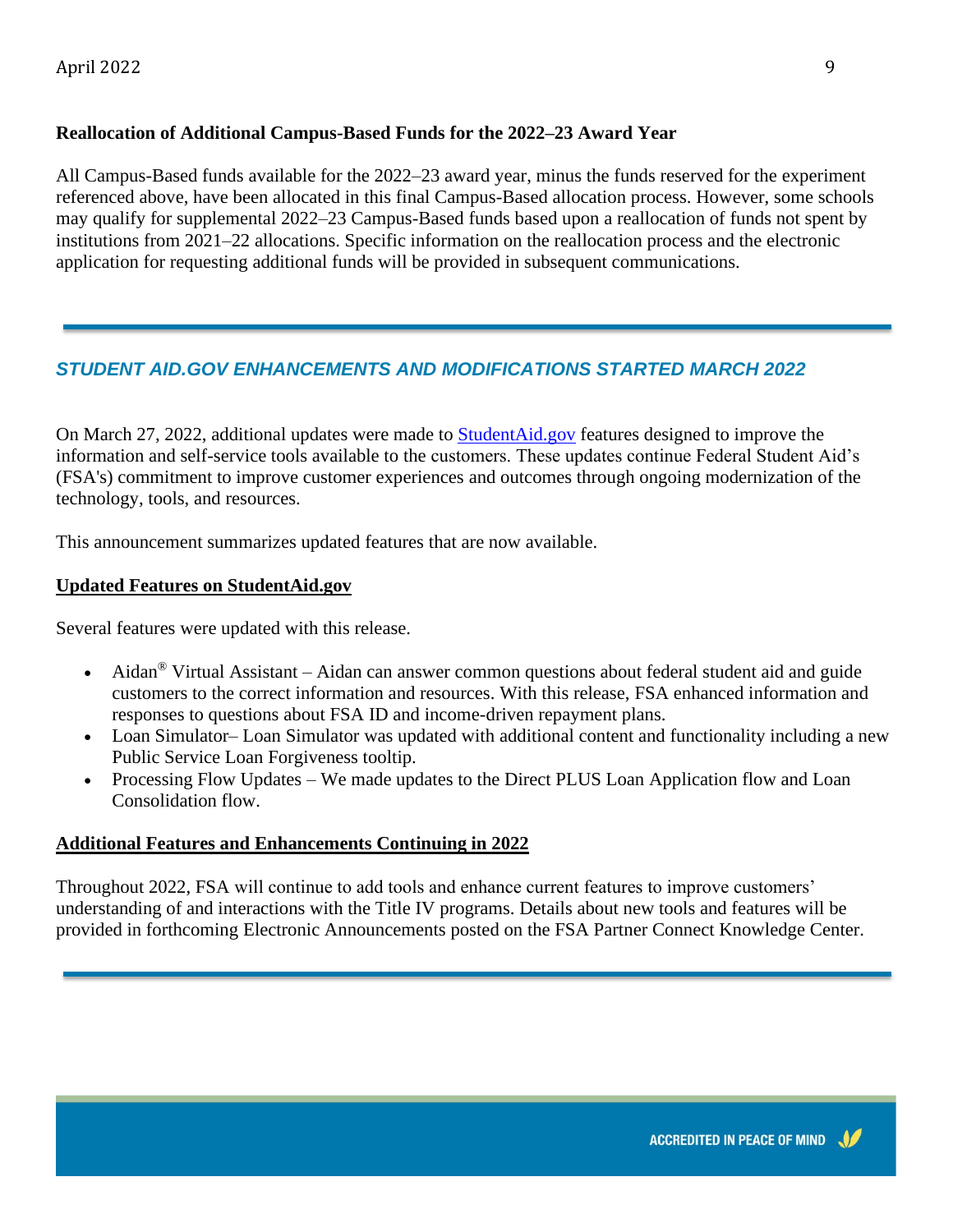**Reallocation of Additional Campus-Based Funds for the 2022–23 Award Year**

All Campus-Based funds available for the 2022–23 award year, minus the funds reserved for the experiment referenced above, have been allocated in this final Campus-Based allocation process. However, some schools may qualify for supplemental 2022–23 Campus-Based funds based upon a reallocation of funds not spent by institutions from 2021–22 allocations. Specific information on the reallocation process and the electronic application for requesting additional funds will be provided in subsequent communications.

---

## *STUDENT AID.GOV ENHANCEMENTS AND MODIFICATIONS STARTED MARCH 2022*

On March 27, 2022, additional updates were made to StudentAid.gov features designed to improve the information and self-service tools available to the customers. These updates continue Federal Student Aid's (FSA's) commitment to improve customer experiences and outcomes through ongoing modernization of the technology, tools, and resources.

This announcement summarizes updated features that are now available.

### Updated Features on StudentAid.gov

Several features were updated with this release.

- Aidan® Virtual Assistant – Aidan can answer common questions about federal student aid and guide customers to the correct information and resources. With this release, FSA enhanced information and responses to questions about FSA ID and income-driven repayment plans.
- Loan Simulator– Loan Simulator was updated with additional content and functionality including a new Public Service Loan Forgiveness tooltip.
- Processing Flow Updates – We made updates to the Direct PLUS Loan Application flow and Loan Consolidation flow.

### Additional Features and Enhancements Continuing in 2022

Throughout 2022, FSA will continue to add tools and enhance current features to improve customers' understanding of and interactions with the Title IV programs. Details about new tools and features will be provided in forthcoming Electronic Announcements posted on the FSA Partner Connect Knowledge Center.

---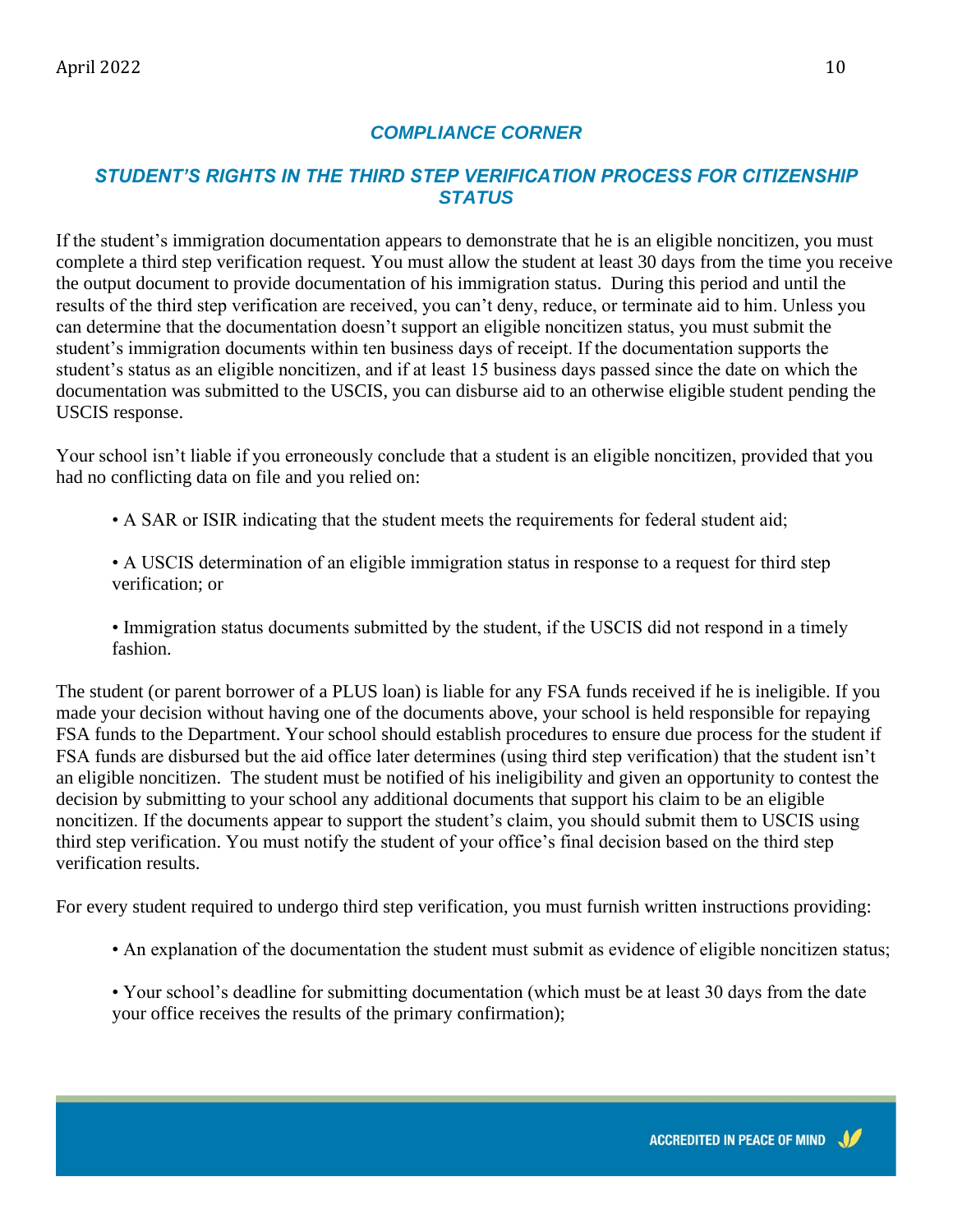## COMPLIANCE CORNER

### STUDENT'S RIGHTS IN THE THIRD STEP VERIFICATION PROCESS FOR CITIZENSHIP STATUS

If the student's immigration documentation appears to demonstrate that he is an eligible noncitizen, you must complete a third step verification request. You must allow the student at least 30 days from the time you receive the output document to provide documentation of his immigration status. During this period and until the results of the third step verification are received, you can't deny, reduce, or terminate aid to him. Unless you can determine that the documentation doesn't support an eligible noncitizen status, you must submit the student's immigration documents within ten business days of receipt. If the documentation supports the student's status as an eligible noncitizen, and if at least 15 business days passed since the date on which the documentation was submitted to the USCIS, you can disburse aid to an otherwise eligible student pending the USCIS response.

Your school isn't liable if you erroneously conclude that a student is an eligible noncitizen, provided that you had no conflicting data on file and you relied on:

- A SAR or ISIR indicating that the student meets the requirements for federal student aid;
- A USCIS determination of an eligible immigration status in response to a request for third step verification; or
- Immigration status documents submitted by the student, if the USCIS did not respond in a timely fashion.

The student (or parent borrower of a PLUS loan) is liable for any FSA funds received if he is ineligible. If you made your decision without having one of the documents above, your school is held responsible for repaying FSA funds to the Department. Your school should establish procedures to ensure due process for the student if FSA funds are disbursed but the aid office later determines (using third step verification) that the student isn't an eligible noncitizen. The student must be notified of his ineligibility and given an opportunity to contest the decision by submitting to your school any additional documents that support his claim to be an eligible noncitizen. If the documents appear to support the student's claim, you should submit them to USCIS using third step verification. You must notify the student of your office's final decision based on the third step verification results.

For every student required to undergo third step verification, you must furnish written instructions providing:

- An explanation of the documentation the student must submit as evidence of eligible noncitizen status;
- Your school's deadline for submitting documentation (which must be at least 30 days from the date your office receives the results of the primary confirmation);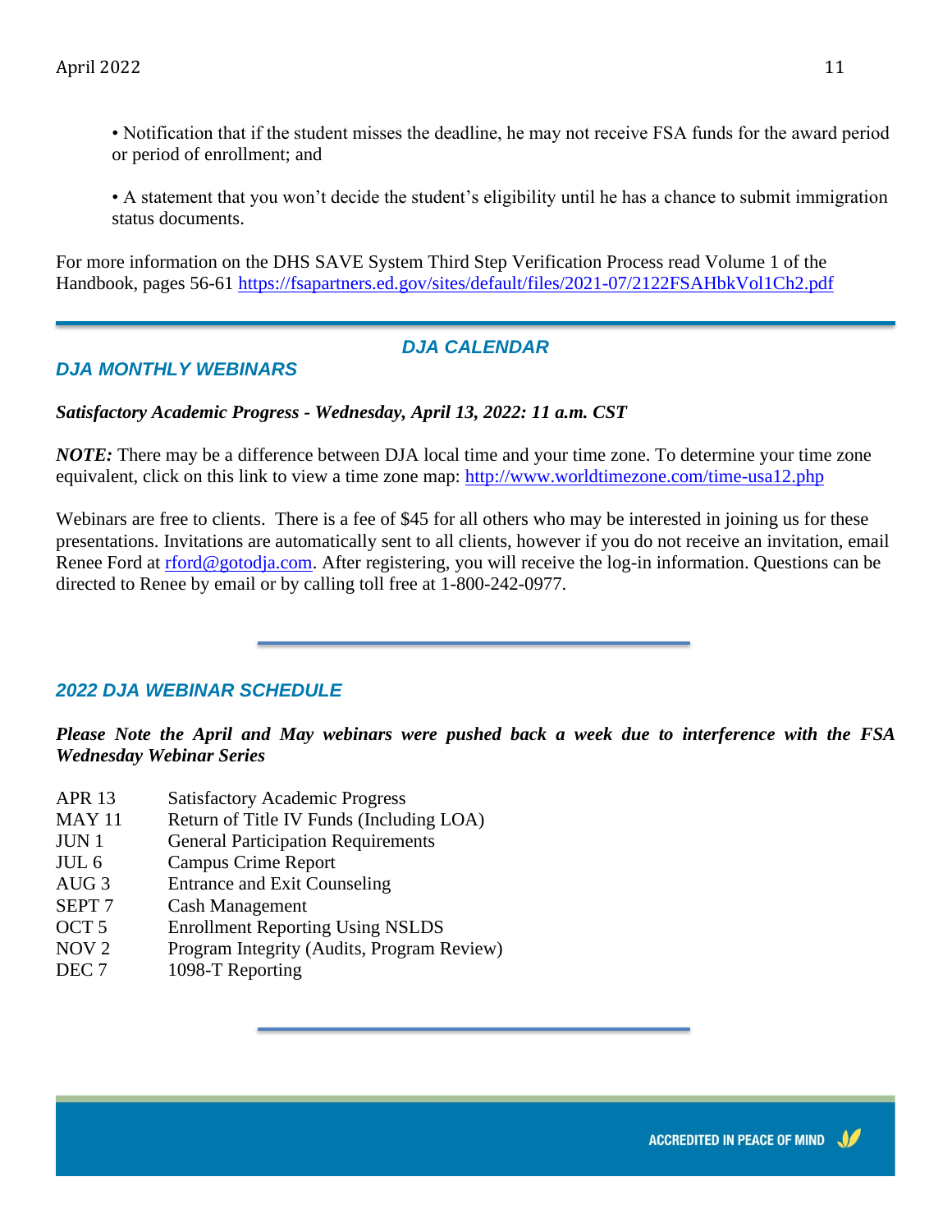- Notification that if the student misses the deadline, he may not receive FSA funds for the award period or period of enrollment; and

- A statement that you won't decide the student's eligibility until he has a chance to submit immigration status documents.

For more information on the DHS SAVE System Third Step Verification Process read Volume 1 of the Handbook, pages 56-61 https://fsapartners.ed.gov/sites/default/files/2021-07/2122FSAHbkVol1Ch2.pdf

---

## *DJA CALENDAR*

### *DJA MONTHLY WEBINARS*

***Satisfactory Academic Progress - Wednesday, April 13, 2022: 11 a.m. CST***

***NOTE:*** There may be a difference between DJA local time and your time zone. To determine your time zone equivalent, click on this link to view a time zone map: http://www.worldtimezone.com/time-usa12.php

Webinars are free to clients. There is a fee of $45 for all others who may be interested in joining us for these presentations. Invitations are automatically sent to all clients, however if you do not receive an invitation, email Renee Ford at rford@gotodja.com. After registering, you will receive the log-in information. Questions can be directed to Renee by email or by calling toll free at 1-800-242-0977.

---

### *2022 DJA WEBINAR SCHEDULE*

***Please Note the April and May webinars were pushed back a week due to interference with the FSA Wednesday Webinar Series***

| | |
|---|---|
| APR 13 | Satisfactory Academic Progress |
| MAY 11 | Return of Title IV Funds (Including LOA) |
| JUN 1 | General Participation Requirements |
| JUL 6 | Campus Crime Report |
| AUG 3 | Entrance and Exit Counseling |
| SEPT 7 | Cash Management |
| OCT 5 | Enrollment Reporting Using NSLDS |
| NOV 2 | Program Integrity (Audits, Program Review) |
| DEC 7 | 1098-T Reporting |

---

ACCREDITED IN PEACE OF MIND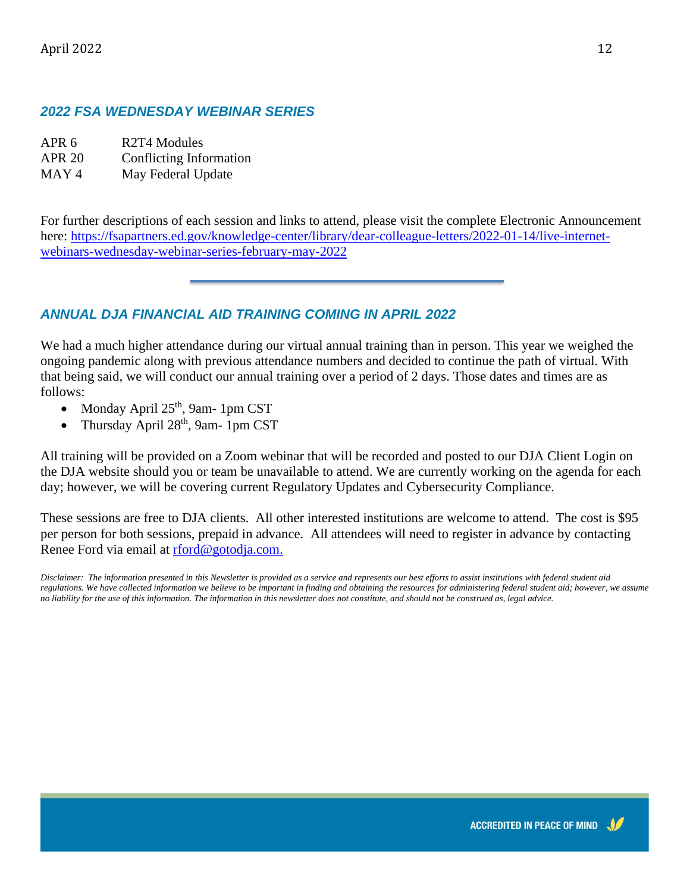## *2022 FSA WEDNESDAY WEBINAR SERIES*

| | |
|---|---|
| APR 6 | R2T4 Modules |
| APR 20 | Conflicting Information |
| MAY 4 | May Federal Update |

For further descriptions of each session and links to attend, please visit the complete Electronic Announcement here: https://fsapartners.ed.gov/knowledge-center/library/dear-colleague-letters/2022-01-14/live-internet-webinars-wednesday-webinar-series-february-may-2022

---

## *ANNUAL DJA FINANCIAL AID TRAINING COMING IN APRIL 2022*

We had a much higher attendance during our virtual annual training than in person. This year we weighed the ongoing pandemic along with previous attendance numbers and decided to continue the path of virtual. With that being said, we will conduct our annual training over a period of 2 days. Those dates and times are as follows:

- Monday April 25th, 9am- 1pm CST
- Thursday April 28th, 9am- 1pm CST

All training will be provided on a Zoom webinar that will be recorded and posted to our DJA Client Login on the DJA website should you or team be unavailable to attend. We are currently working on the agenda for each day; however, we will be covering current Regulatory Updates and Cybersecurity Compliance.

These sessions are free to DJA clients. All other interested institutions are welcome to attend. The cost is $95 per person for both sessions, prepaid in advance. All attendees will need to register in advance by contacting Renee Ford via email at rford@gotodja.com.

*Disclaimer: The information presented in this Newsletter is provided as a service and represents our best efforts to assist institutions with federal student aid regulations. We have collected information we believe to be important in finding and obtaining the resources for administering federal student aid; however, we assume no liability for the use of this information. The information in this newsletter does not constitute, and should not be construed as, legal advice.*

ACCREDITED IN PEACE OF MIND